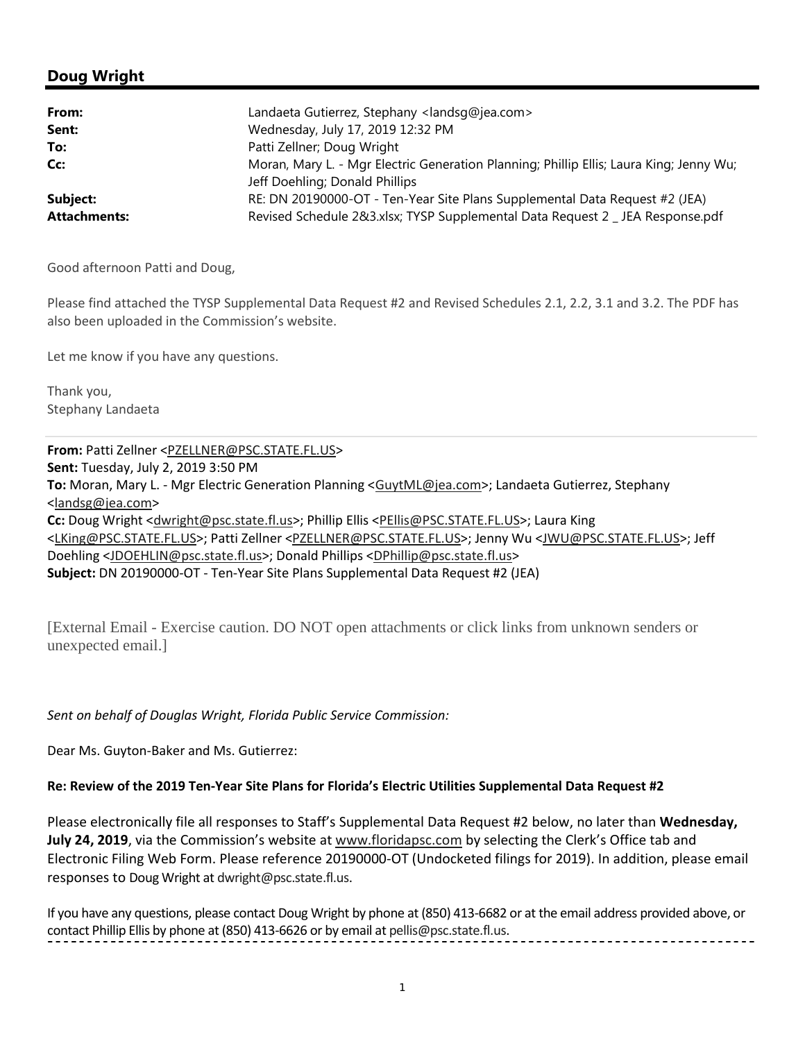## Doug Wright

| | |
|---|---|
| **From:** | Landaeta Gutierrez, Stephany <landsg@jea.com> |
| **Sent:** | Wednesday, July 17, 2019 12:32 PM |
| **To:** | Patti Zellner; Doug Wright |
| **Cc:** | Moran, Mary L. - Mgr Electric Generation Planning; Phillip Ellis; Laura King; Jenny Wu; Jeff Doehling; Donald Phillips |
| **Subject:** | RE: DN 20190000-OT - Ten-Year Site Plans Supplemental Data Request #2 (JEA) |
| **Attachments:** | Revised Schedule 2&3.xlsx; TYSP Supplemental Data Request 2 _ JEA Response.pdf |

Good afternoon Patti and Doug,

Please find attached the TYSP Supplemental Data Request #2 and Revised Schedules 2.1, 2.2, 3.1 and 3.2. The PDF has also been uploaded in the Commission's website.

Let me know if you have any questions.

Thank you,
Stephany Landaeta

---

**From:** Patti Zellner <PZELLNER@PSC.STATE.FL.US>
**Sent:** Tuesday, July 2, 2019 3:50 PM
**To:** Moran, Mary L. - Mgr Electric Generation Planning <GuytML@jea.com>; Landaeta Gutierrez, Stephany <landsg@jea.com>
**Cc:** Doug Wright <dwright@psc.state.fl.us>; Phillip Ellis <PEllis@PSC.STATE.FL.US>; Laura King <LKing@PSC.STATE.FL.US>; Patti Zellner <PZELLNER@PSC.STATE.FL.US>; Jenny Wu <JWU@PSC.STATE.FL.US>; Jeff Doehling <JDOEHLIN@psc.state.fl.us>; Donald Phillips <DPhillip@psc.state.fl.us>
**Subject:** DN 20190000-OT - Ten-Year Site Plans Supplemental Data Request #2 (JEA)

[External Email - Exercise caution. DO NOT open attachments or click links from unknown senders or unexpected email.]

*Sent on behalf of Douglas Wright, Florida Public Service Commission:*

Dear Ms. Guyton-Baker and Ms. Gutierrez:

**Re: Review of the 2019 Ten-Year Site Plans for Florida's Electric Utilities Supplemental Data Request #2**

Please electronically file all responses to Staff's Supplemental Data Request #2 below, no later than **Wednesday, July 24, 2019**, via the Commission's website at www.floridapsc.com by selecting the Clerk's Office tab and Electronic Filing Web Form. Please reference 20190000-OT (Undocketed filings for 2019). In addition, please email responses to Doug Wright at dwright@psc.state.fl.us.

If you have any questions, please contact Doug Wright by phone at (850) 413-6682 or at the email address provided above, or contact Phillip Ellis by phone at (850) 413-6626 or by email at pellis@psc.state.fl.us.

---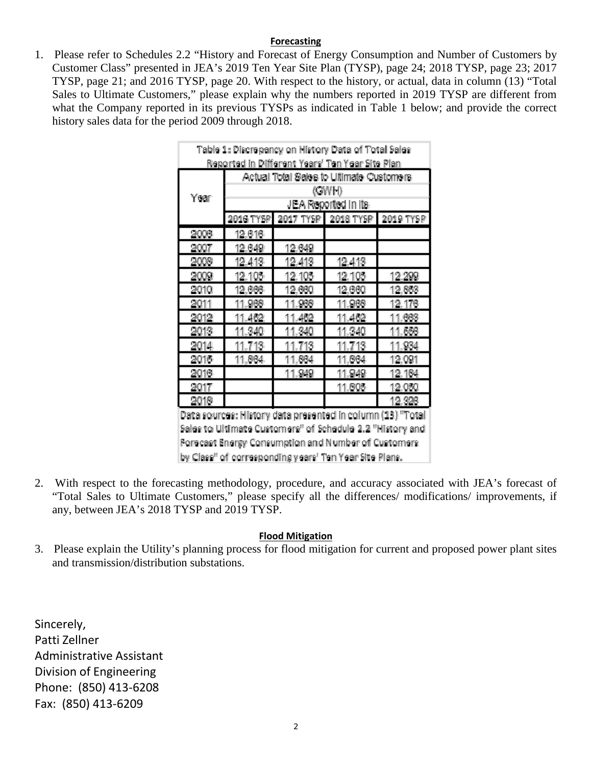**Forecasting**

1. Please refer to Schedules 2.2 "History and Forecast of Energy Consumption and Number of Customers by Customer Class" presented in JEA's 2019 Ten Year Site Plan (TYSP), page 24; 2018 TYSP, page 23; 2017 TYSP, page 21; and 2016 TYSP, page 20. With respect to the history, or actual, data in column (13) "Total Sales to Ultimate Customers," please explain why the numbers reported in 2019 TYSP are different from what the Company reported in its previous TYSPs as indicated in Table 1 below; and provide the correct history sales data for the period 2009 through 2018.

Table 1: Discrepancy on History Data of Total Sales Reported in Different Years' Ten Year Site Plan

| Year | Actual Total Sales to Ultimate Customers (GWH) JEA Reported in Its | | | |
|---|---|---|---|---|
| | 2016 TYSP | 2017 TYSP | 2018 TYSP | 2019 TYSP |
| 2006 | 12,616 | | | |
| 2007 | 12,649 | 12,649 | | |
| 2008 | 12,413 | 12,413 | 12,413 | |
| 2009 | 12,105 | 12,105 | 12,105 | 12,299 |
| 2010 | 12,668 | 12,660 | 12,660 | 12,863 |
| 2011 | 11,968 | 11,968 | 11,968 | 12,176 |
| 2012 | 11,462 | 11,462 | 11,462 | 11,683 |
| 2013 | 11,340 | 11,340 | 11,340 | 11,558 |
| 2014 | 11,713 | 11,713 | 11,713 | 11,934 |
| 2015 | 11,864 | 11,864 | 11,864 | 12,091 |
| 2016 | | 11,949 | 11,949 | 12,184 |
| 2017 | | | 11,805 | 12,050 |
| 2018 | | | | 12,328 |

Data sources: History data presented in column (13) "Total Sales to Ultimate Customers" of Schedule 2.2 "History and Forecast Energy Consumption and Number of Customers by Class" of corresponding years' Ten Year Site Plans.

2. With respect to the forecasting methodology, procedure, and accuracy associated with JEA's forecast of "Total Sales to Ultimate Customers," please specify all the differences/ modifications/ improvements, if any, between JEA's 2018 TYSP and 2019 TYSP.

**Flood Mitigation**

3. Please explain the Utility's planning process for flood mitigation for current and proposed power plant sites and transmission/distribution substations.

Sincerely,
Patti Zellner
Administrative Assistant
Division of Engineering
Phone: (850) 413-6208
Fax: (850) 413-6209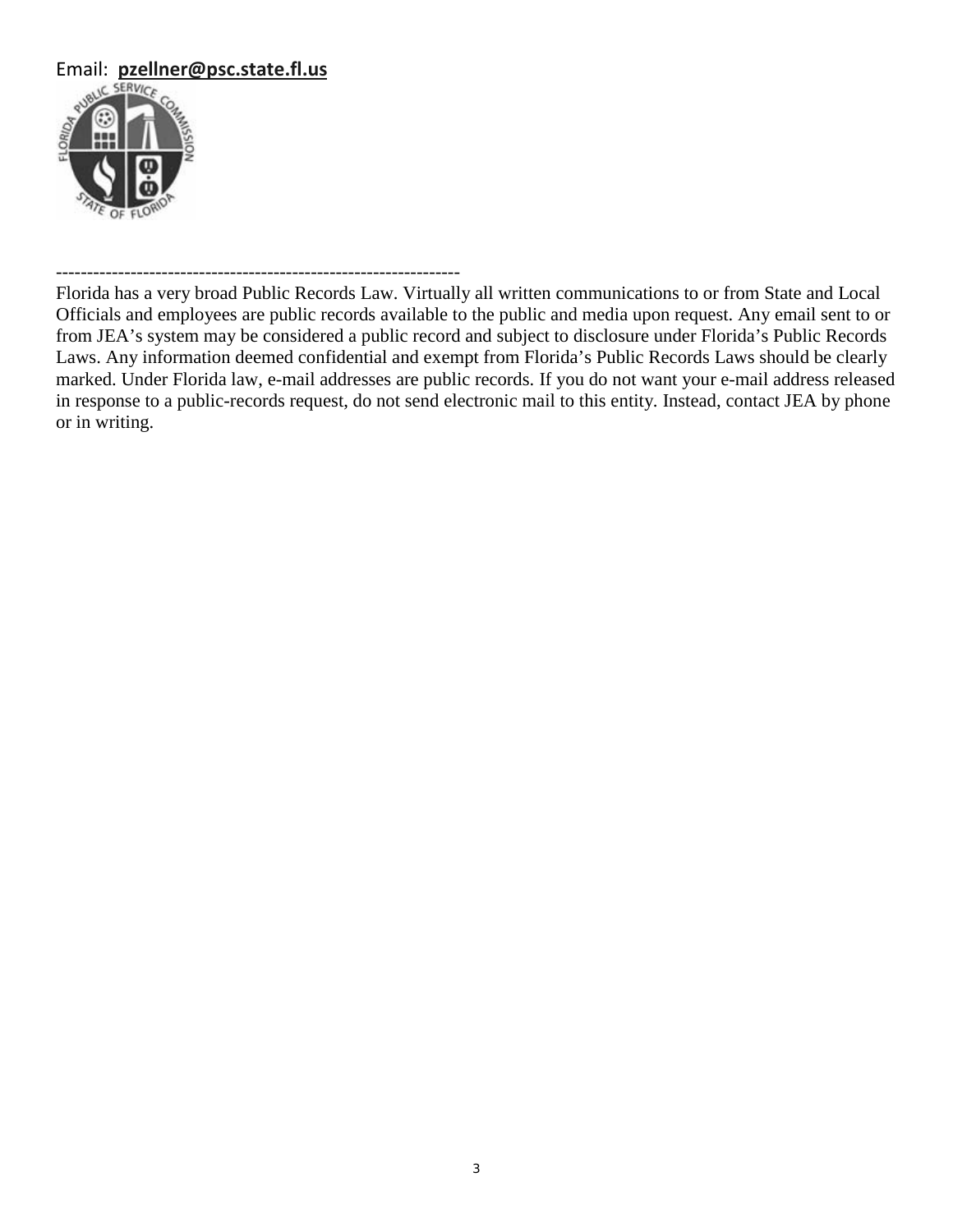Email: **pzellner@psc.state.fl.us**

-----------------------------------------------------------------

Florida has a very broad Public Records Law. Virtually all written communications to or from State and Local Officials and employees are public records available to the public and media upon request. Any email sent to or from JEA's system may be considered a public record and subject to disclosure under Florida's Public Records Laws. Any information deemed confidential and exempt from Florida's Public Records Laws should be clearly marked. Under Florida law, e-mail addresses are public records. If you do not want your e-mail address released in response to a public-records request, do not send electronic mail to this entity. Instead, contact JEA by phone or in writing.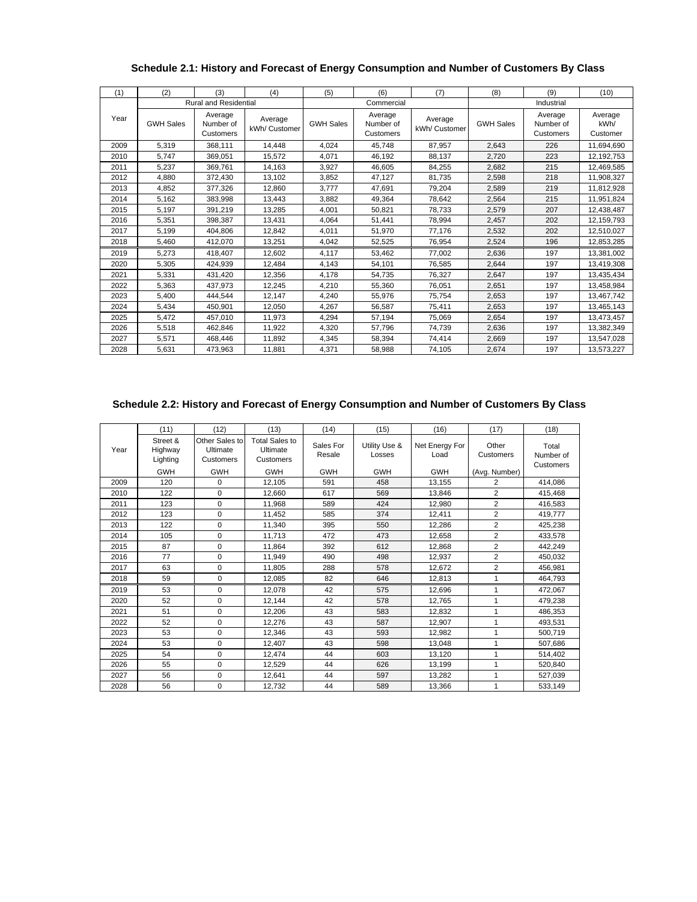## Schedule 2.1: History and Forecast of Energy Consumption and Number of Customers By Class

| (1) | (2) | (3) | (4) | (5) | (6) | (7) | (8) | (9) | (10) |
|---|---|---|---|---|---|---|---|---|---|
| | Rural and Residential | | | Commercial | | | Industrial | | |
| Year | GWH Sales | Average Number of Customers | Average kWh/ Customer | GWH Sales | Average Number of Customers | Average kWh/ Customer | GWH Sales | Average Number of Customers | Average kWh/ Customer |
| 2009 | 5,319 | 368,111 | 14,448 | 4,024 | 45,748 | 87,957 | 2,643 | 226 | 11,694,690 |
| 2010 | 5,747 | 369,051 | 15,572 | 4,071 | 46,192 | 88,137 | 2,720 | 223 | 12,192,753 |
| 2011 | 5,237 | 369,761 | 14,163 | 3,927 | 46,605 | 84,255 | 2,682 | 215 | 12,469,585 |
| 2012 | 4,880 | 372,430 | 13,102 | 3,852 | 47,127 | 81,735 | 2,598 | 218 | 11,908,327 |
| 2013 | 4,852 | 377,326 | 12,860 | 3,777 | 47,691 | 79,204 | 2,589 | 219 | 11,812,928 |
| 2014 | 5,162 | 383,998 | 13,443 | 3,882 | 49,364 | 78,642 | 2,564 | 215 | 11,951,824 |
| 2015 | 5,197 | 391,219 | 13,285 | 4,001 | 50,821 | 78,733 | 2,579 | 207 | 12,438,487 |
| 2016 | 5,351 | 398,387 | 13,431 | 4,064 | 51,441 | 78,994 | 2,457 | 202 | 12,159,793 |
| 2017 | 5,199 | 404,806 | 12,842 | 4,011 | 51,970 | 77,176 | 2,532 | 202 | 12,510,027 |
| 2018 | 5,460 | 412,070 | 13,251 | 4,042 | 52,525 | 76,954 | 2,524 | 196 | 12,853,285 |
| 2019 | 5,273 | 418,407 | 12,602 | 4,117 | 53,462 | 77,002 | 2,636 | 197 | 13,381,002 |
| 2020 | 5,305 | 424,939 | 12,484 | 4,143 | 54,101 | 76,585 | 2,644 | 197 | 13,419,308 |
| 2021 | 5,331 | 431,420 | 12,356 | 4,178 | 54,735 | 76,327 | 2,647 | 197 | 13,435,434 |
| 2022 | 5,363 | 437,973 | 12,245 | 4,210 | 55,360 | 76,051 | 2,651 | 197 | 13,458,984 |
| 2023 | 5,400 | 444,544 | 12,147 | 4,240 | 55,976 | 75,754 | 2,653 | 197 | 13,467,742 |
| 2024 | 5,434 | 450,901 | 12,050 | 4,267 | 56,587 | 75,411 | 2,653 | 197 | 13,465,143 |
| 2025 | 5,472 | 457,010 | 11,973 | 4,294 | 57,194 | 75,069 | 2,654 | 197 | 13,473,457 |
| 2026 | 5,518 | 462,846 | 11,922 | 4,320 | 57,796 | 74,739 | 2,636 | 197 | 13,382,349 |
| 2027 | 5,571 | 468,446 | 11,892 | 4,345 | 58,394 | 74,414 | 2,669 | 197 | 13,547,028 |
| 2028 | 5,631 | 473,963 | 11,881 | 4,371 | 58,988 | 74,105 | 2,674 | 197 | 13,573,227 |

## Schedule 2.2: History and Forecast of Energy Consumption and Number of Customers By Class

| | (11) | (12) | (13) | (14) | (15) | (16) | (17) | (18) |
|---|---|---|---|---|---|---|---|---|
| Year | Street & Highway Lighting | Other Sales to Ultimate Customers | Total Sales to Ultimate Customers | Sales For Resale | Utility Use & Losses | Net Energy For Load | Other Customers | Total Number of Customers |
| | GWH | GWH | GWH | GWH | GWH | GWH | (Avg. Number) | |
| 2009 | 120 | 0 | 12,105 | 591 | 458 | 13,155 | 2 | 414,086 |
| 2010 | 122 | 0 | 12,660 | 617 | 569 | 13,846 | 2 | 415,468 |
| 2011 | 123 | 0 | 11,968 | 589 | 424 | 12,980 | 2 | 416,583 |
| 2012 | 123 | 0 | 11,452 | 585 | 374 | 12,411 | 2 | 419,777 |
| 2013 | 122 | 0 | 11,340 | 395 | 550 | 12,286 | 2 | 425,238 |
| 2014 | 105 | 0 | 11,713 | 472 | 473 | 12,658 | 2 | 433,578 |
| 2015 | 87 | 0 | 11,864 | 392 | 612 | 12,868 | 2 | 442,249 |
| 2016 | 77 | 0 | 11,949 | 490 | 498 | 12,937 | 2 | 450,032 |
| 2017 | 63 | 0 | 11,805 | 288 | 578 | 12,672 | 2 | 456,981 |
| 2018 | 59 | 0 | 12,085 | 82 | 646 | 12,813 | 1 | 464,793 |
| 2019 | 53 | 0 | 12,078 | 42 | 575 | 12,696 | 1 | 472,067 |
| 2020 | 52 | 0 | 12,144 | 42 | 578 | 12,765 | 1 | 479,238 |
| 2021 | 51 | 0 | 12,206 | 43 | 583 | 12,832 | 1 | 486,353 |
| 2022 | 52 | 0 | 12,276 | 43 | 587 | 12,907 | 1 | 493,531 |
| 2023 | 53 | 0 | 12,346 | 43 | 593 | 12,982 | 1 | 500,719 |
| 2024 | 53 | 0 | 12,407 | 43 | 598 | 13,048 | 1 | 507,686 |
| 2025 | 54 | 0 | 12,474 | 44 | 603 | 13,120 | 1 | 514,402 |
| 2026 | 55 | 0 | 12,529 | 44 | 626 | 13,199 | 1 | 520,840 |
| 2027 | 56 | 0 | 12,641 | 44 | 597 | 13,282 | 1 | 527,039 |
| 2028 | 56 | 0 | 12,732 | 44 | 589 | 13,366 | 1 | 533,149 |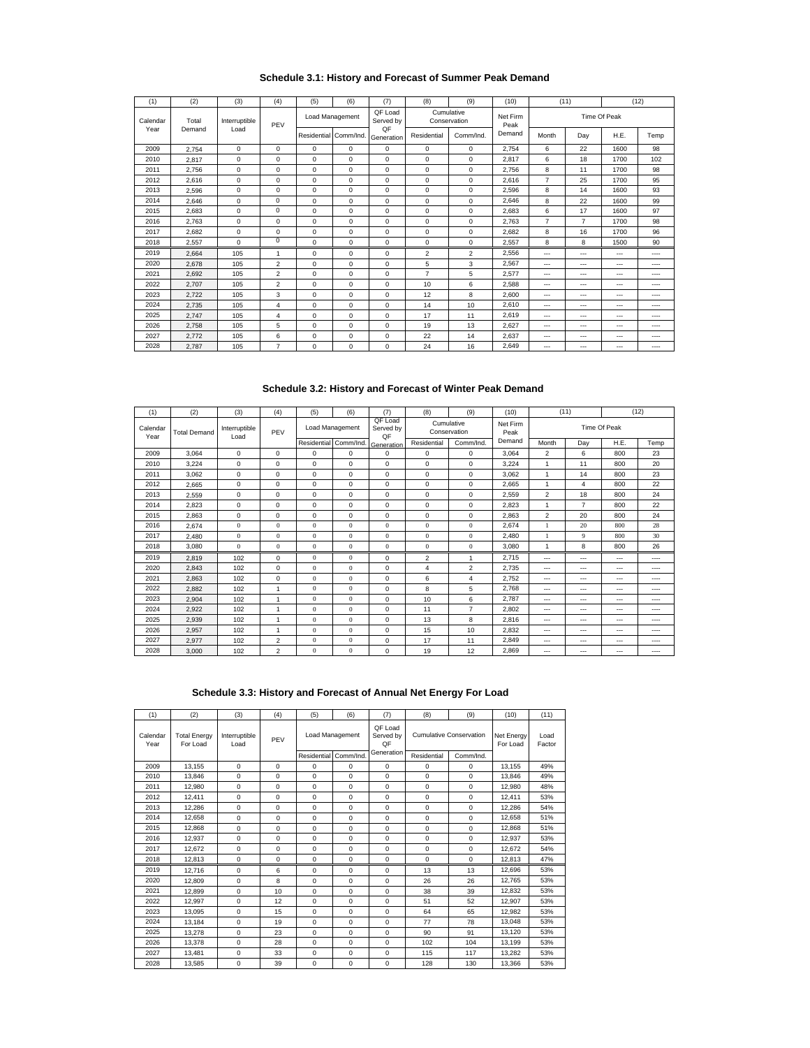## Schedule 3.1: History and Forecast of Summer Peak Demand

| (1) | (2) | (3) | (4) | (5) | (6) | (7) | (8) | (9) | (10) | (11) | | (12) | |
|---|---|---|---|---|---|---|---|---|---|---|---|---|---|
| Calendar Year | Total Demand | Interruptible Load | PEV | Load Management | | QF Load Served by QF Generation | Cumulative Conservation | | Net Firm Peak Demand | Time Of Peak | | | |
| | | | | Residential | Comm/Ind. | | Residential | Comm/Ind. | | Month | Day | H.E. | Temp |
| 2009 | 2,754 | 0 | 0 | 0 | 0 | 0 | 0 | 0 | 2,754 | 6 | 22 | 1600 | 98 |
| 2010 | 2,817 | 0 | 0 | 0 | 0 | 0 | 0 | 0 | 2,817 | 6 | 18 | 1700 | 102 |
| 2011 | 2,756 | 0 | 0 | 0 | 0 | 0 | 0 | 0 | 2,756 | 8 | 11 | 1700 | 98 |
| 2012 | 2,616 | 0 | 0 | 0 | 0 | 0 | 0 | 0 | 2,616 | 7 | 25 | 1700 | 95 |
| 2013 | 2,596 | 0 | 0 | 0 | 0 | 0 | 0 | 0 | 2,596 | 8 | 14 | 1600 | 93 |
| 2014 | 2,646 | 0 | 0 | 0 | 0 | 0 | 0 | 0 | 2,646 | 8 | 22 | 1600 | 99 |
| 2015 | 2,683 | 0 | 0 | 0 | 0 | 0 | 0 | 0 | 2,683 | 6 | 17 | 1600 | 97 |
| 2016 | 2,763 | 0 | 0 | 0 | 0 | 0 | 0 | 0 | 2,763 | 7 | 7 | 1700 | 98 |
| 2017 | 2,682 | 0 | 0 | 0 | 0 | 0 | 0 | 0 | 2,682 | 8 | 16 | 1700 | 96 |
| 2018 | 2,557 | 0 | 0 | 0 | 0 | 0 | 0 | 0 | 2,557 | 8 | 8 | 1500 | 90 |
| 2019 | 2,664 | 105 | 1 | 0 | 0 | 0 | 2 | 2 | 2,556 | --- | --- | --- | ---- |
| 2020 | 2,678 | 105 | 2 | 0 | 0 | 0 | 5 | 3 | 2,567 | --- | --- | --- | ---- |
| 2021 | 2,692 | 105 | 2 | 0 | 0 | 0 | 7 | 5 | 2,577 | --- | --- | --- | ---- |
| 2022 | 2,707 | 105 | 2 | 0 | 0 | 0 | 10 | 6 | 2,588 | --- | --- | --- | ---- |
| 2023 | 2,722 | 105 | 3 | 0 | 0 | 0 | 12 | 8 | 2,600 | --- | --- | --- | ---- |
| 2024 | 2,735 | 105 | 4 | 0 | 0 | 0 | 14 | 10 | 2,610 | --- | --- | --- | ---- |
| 2025 | 2,747 | 105 | 4 | 0 | 0 | 0 | 17 | 11 | 2,619 | --- | --- | --- | ---- |
| 2026 | 2,758 | 105 | 5 | 0 | 0 | 0 | 19 | 13 | 2,627 | --- | --- | --- | ---- |
| 2027 | 2,772 | 105 | 6 | 0 | 0 | 0 | 22 | 14 | 2,637 | --- | --- | --- | ---- |
| 2028 | 2,787 | 105 | 7 | 0 | 0 | 0 | 24 | 16 | 2,649 | --- | --- | --- | ---- |

## Schedule 3.2: History and Forecast of Winter Peak Demand

| (1) | (2) | (3) | (4) | (5) | (6) | (7) | (8) | (9) | (10) | (11) | | (12) | |
|---|---|---|---|---|---|---|---|---|---|---|---|---|---|
| Calendar Year | Total Demand | Interruptible Load | PEV | Load Management | | QF Load Served by QF Generation | Cumulative Conservation | | Net Firm Peak Demand | Time Of Peak | | | |
| | | | | Residential | Comm/Ind. | | Residential | Comm/Ind. | | Month | Day | H.E. | Temp |
| 2009 | 3,064 | 0 | 0 | 0 | 0 | 0 | 0 | 0 | 3,064 | 2 | 6 | 800 | 23 |
| 2010 | 3,224 | 0 | 0 | 0 | 0 | 0 | 0 | 0 | 3,224 | 1 | 11 | 800 | 20 |
| 2011 | 3,062 | 0 | 0 | 0 | 0 | 0 | 0 | 0 | 3,062 | 1 | 14 | 800 | 23 |
| 2012 | 2,665 | 0 | 0 | 0 | 0 | 0 | 0 | 0 | 2,665 | 1 | 4 | 800 | 22 |
| 2013 | 2,559 | 0 | 0 | 0 | 0 | 0 | 0 | 0 | 2,559 | 2 | 18 | 800 | 24 |
| 2014 | 2,823 | 0 | 0 | 0 | 0 | 0 | 0 | 0 | 2,823 | 1 | 7 | 800 | 22 |
| 2015 | 2,863 | 0 | 0 | 0 | 0 | 0 | 0 | 0 | 2,863 | 2 | 20 | 800 | 24 |
| 2016 | 2,674 | 0 | 0 | 0 | 0 | 0 | 0 | 0 | 2,674 | 1 | 20 | 800 | 28 |
| 2017 | 2,480 | 0 | 0 | 0 | 0 | 0 | 0 | 0 | 2,480 | 1 | 9 | 800 | 30 |
| 2018 | 3,080 | 0 | 0 | 0 | 0 | 0 | 0 | 0 | 3,080 | 1 | 8 | 800 | 26 |
| 2019 | 2,819 | 102 | 0 | 0 | 0 | 0 | 2 | 1 | 2,715 | --- | --- | --- | ---- |
| 2020 | 2,843 | 102 | 0 | 0 | 0 | 0 | 4 | 2 | 2,735 | --- | --- | --- | ---- |
| 2021 | 2,863 | 102 | 0 | 0 | 0 | 0 | 6 | 4 | 2,752 | --- | --- | --- | ---- |
| 2022 | 2,882 | 102 | 1 | 0 | 0 | 0 | 8 | 5 | 2,768 | --- | --- | --- | ---- |
| 2023 | 2,904 | 102 | 1 | 0 | 0 | 0 | 10 | 6 | 2,787 | --- | --- | --- | ---- |
| 2024 | 2,922 | 102 | 1 | 0 | 0 | 0 | 11 | 7 | 2,802 | --- | --- | --- | ---- |
| 2025 | 2,939 | 102 | 1 | 0 | 0 | 0 | 13 | 8 | 2,816 | --- | --- | --- | ---- |
| 2026 | 2,957 | 102 | 1 | 0 | 0 | 0 | 15 | 10 | 2,832 | --- | --- | --- | ---- |
| 2027 | 2,977 | 102 | 2 | 0 | 0 | 0 | 17 | 11 | 2,849 | --- | --- | --- | ---- |
| 2028 | 3,000 | 102 | 2 | 0 | 0 | 0 | 19 | 12 | 2,869 | --- | --- | --- | ---- |

## Schedule 3.3: History and Forecast of Annual Net Energy For Load

| (1) | (2) | (3) | (4) | (5) | (6) | (7) | (8) | (9) | (10) | (11) |
|---|---|---|---|---|---|---|---|---|---|---|
| Calendar Year | Total Energy For Load | Interruptible Load | PEV | Load Management | | QF Load Served by QF Generation | Cumulative Conservation | | Net Energy For Load | Load Factor |
| | | | | Residential | Comm/Ind. | | Residential | Comm/Ind. | | |
| 2009 | 13,155 | 0 | 0 | 0 | 0 | 0 | 0 | 0 | 13,155 | 49% |
| 2010 | 13,846 | 0 | 0 | 0 | 0 | 0 | 0 | 0 | 13,846 | 49% |
| 2011 | 12,980 | 0 | 0 | 0 | 0 | 0 | 0 | 0 | 12,980 | 48% |
| 2012 | 12,411 | 0 | 0 | 0 | 0 | 0 | 0 | 0 | 12,411 | 53% |
| 2013 | 12,286 | 0 | 0 | 0 | 0 | 0 | 0 | 0 | 12,286 | 54% |
| 2014 | 12,658 | 0 | 0 | 0 | 0 | 0 | 0 | 0 | 12,658 | 51% |
| 2015 | 12,868 | 0 | 0 | 0 | 0 | 0 | 0 | 0 | 12,868 | 51% |
| 2016 | 12,937 | 0 | 0 | 0 | 0 | 0 | 0 | 0 | 12,937 | 53% |
| 2017 | 12,672 | 0 | 0 | 0 | 0 | 0 | 0 | 0 | 12,672 | 54% |
| 2018 | 12,813 | 0 | 0 | 0 | 0 | 0 | 0 | 0 | 12,813 | 47% |
| 2019 | 12,716 | 0 | 6 | 0 | 0 | 0 | 13 | 13 | 12,696 | 53% |
| 2020 | 12,809 | 0 | 8 | 0 | 0 | 0 | 26 | 26 | 12,765 | 53% |
| 2021 | 12,899 | 0 | 10 | 0 | 0 | 0 | 38 | 39 | 12,832 | 53% |
| 2022 | 12,997 | 0 | 12 | 0 | 0 | 0 | 51 | 52 | 12,907 | 53% |
| 2023 | 13,095 | 0 | 15 | 0 | 0 | 0 | 64 | 65 | 12,982 | 53% |
| 2024 | 13,184 | 0 | 19 | 0 | 0 | 0 | 77 | 78 | 13,048 | 53% |
| 2025 | 13,278 | 0 | 23 | 0 | 0 | 0 | 90 | 91 | 13,120 | 53% |
| 2026 | 13,378 | 0 | 28 | 0 | 0 | 0 | 102 | 104 | 13,199 | 53% |
| 2027 | 13,481 | 0 | 33 | 0 | 0 | 0 | 115 | 117 | 13,282 | 53% |
| 2028 | 13,585 | 0 | 39 | 0 | 0 | 0 | 128 | 130 | 13,366 | 53% |